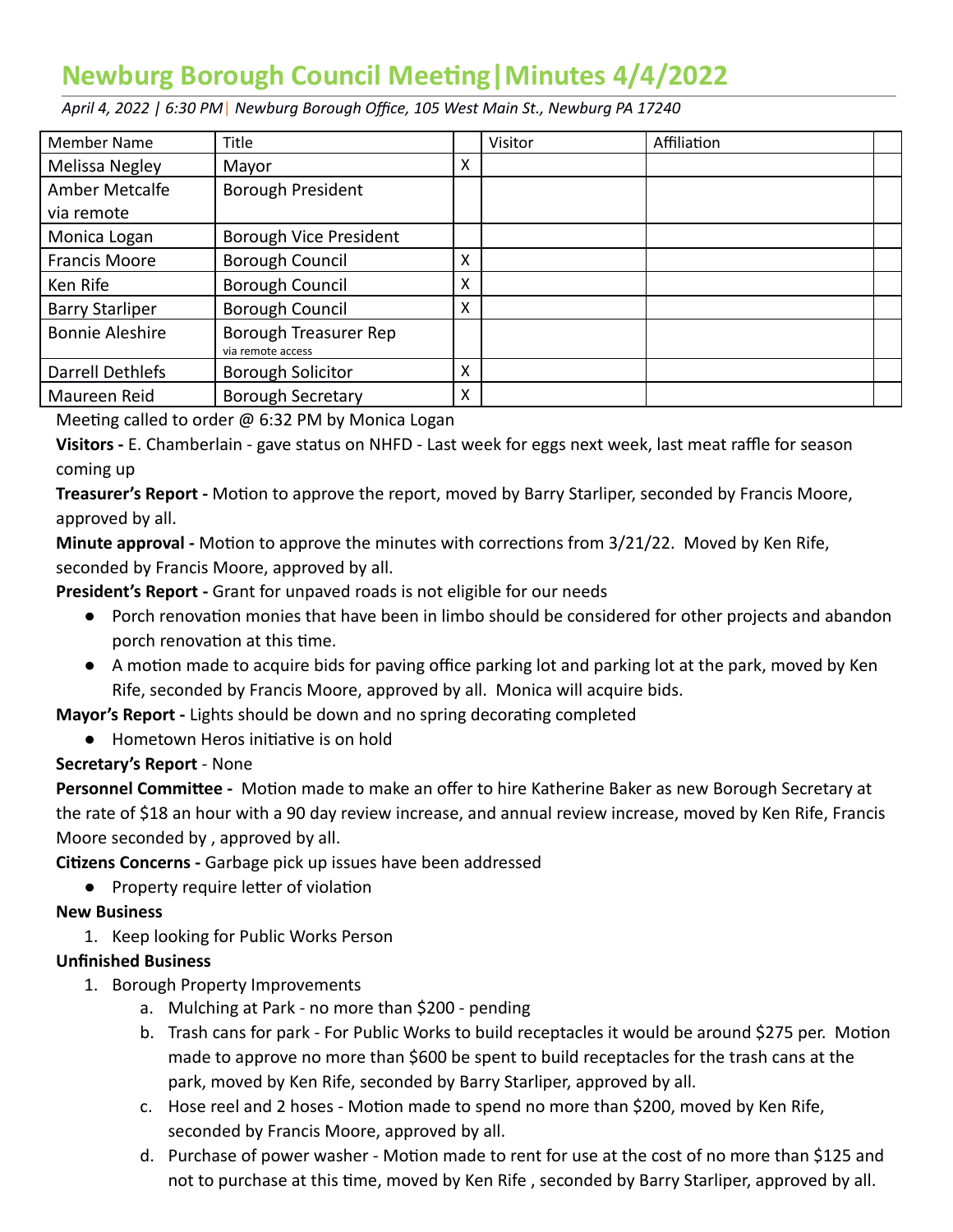# Newburg Borough Council Meeting|Minutes 4/4/2022

*April 4, 2022 | 6:30 PM| Newburg Borough Office, 105 West Main St., Newburg PA 17240*

| Member Name | Title | | Visitor | Affiliation | |
|---|---|---|---|---|---|
| Melissa Negley | Mayor | X | | | |
| Amber Metcalfe via remote | Borough President | | | | |
| Monica Logan | Borough Vice President | | | | |
| Francis Moore | Borough Council | X | | | |
| Ken Rife | Borough Council | X | | | |
| Barry Starliper | Borough Council | X | | | |
| Bonnie Aleshire | Borough Treasurer Rep via remote access | | | | |
| Darrell Dethlefs | Borough Solicitor | X | | | |
| Maureen Reid | Borough Secretary | X | | | |

Meeting called to order @ 6:32 PM by Monica Logan

**Visitors -** E. Chamberlain - gave status on NHFD - Last week for eggs next week, last meat raffle for season coming up

**Treasurer's Report -** Motion to approve the report, moved by Barry Starliper, seconded by Francis Moore, approved by all.

**Minute approval -** Motion to approve the minutes with corrections from 3/21/22. Moved by Ken Rife, seconded by Francis Moore, approved by all.

**President's Report -** Grant for unpaved roads is not eligible for our needs

- Porch renovation monies that have been in limbo should be considered for other projects and abandon porch renovation at this time.
- A motion made to acquire bids for paving office parking lot and parking lot at the park, moved by Ken Rife, seconded by Francis Moore, approved by all. Monica will acquire bids.

**Mayor's Report -** Lights should be down and no spring decorating completed

- Hometown Heros initiative is on hold

**Secretary's Report** - None

**Personnel Committee -** Motion made to make an offer to hire Katherine Baker as new Borough Secretary at the rate of $18 an hour with a 90 day review increase, and annual review increase, moved by Ken Rife, Francis Moore seconded by , approved by all.

**Citizens Concerns -** Garbage pick up issues have been addressed

- Property require letter of violation

**New Business**

1. Keep looking for Public Works Person

**Unfinished Business**

1. Borough Property Improvements
   a. Mulching at Park - no more than $200 - pending
   b. Trash cans for park - For Public Works to build receptacles it would be around $275 per. Motion made to approve no more than $600 be spent to build receptacles for the trash cans at the park, moved by Ken Rife, seconded by Barry Starliper, approved by all.
   c. Hose reel and 2 hoses - Motion made to spend no more than $200, moved by Ken Rife, seconded by Francis Moore, approved by all.
   d. Purchase of power washer - Motion made to rent for use at the cost of no more than $125 and not to purchase at this time, moved by Ken Rife , seconded by Barry Starliper, approved by all.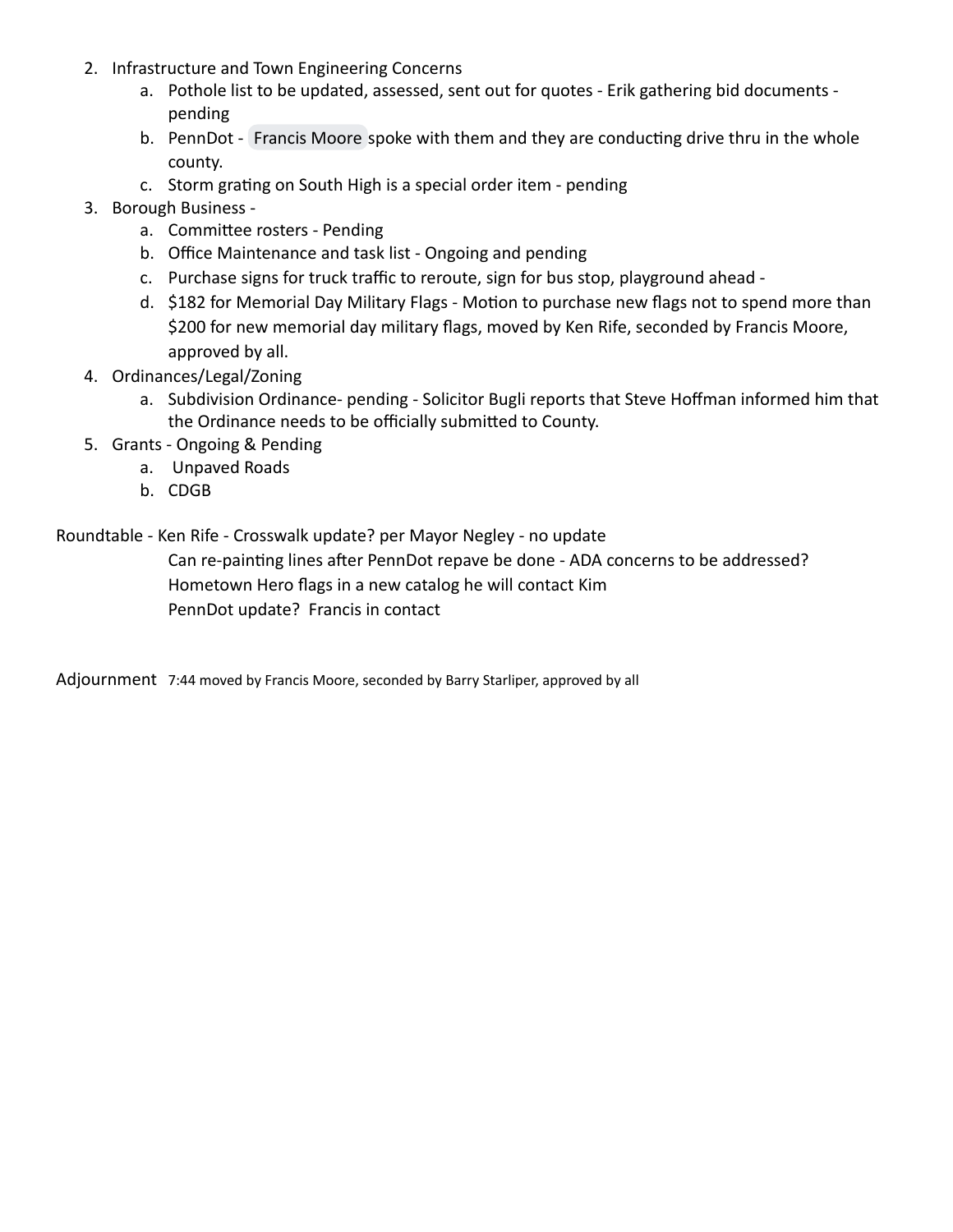2. Infrastructure and Town Engineering Concerns
    a. Pothole list to be updated, assessed, sent out for quotes - Erik gathering bid documents - pending
    b. PennDot - Francis Moore spoke with them and they are conducting drive thru in the whole county.
    c. Storm grating on South High is a special order item - pending
3. Borough Business -
    a. Committee rosters - Pending
    b. Office Maintenance and task list - Ongoing and pending
    c. Purchase signs for truck traffic to reroute, sign for bus stop, playground ahead -
    d. $182 for Memorial Day Military Flags - Motion to purchase new flags not to spend more than $200 for new memorial day military flags, moved by Ken Rife, seconded by Francis Moore, approved by all.
4. Ordinances/Legal/Zoning
    a. Subdivision Ordinance- pending - Solicitor Bugli reports that Steve Hoffman informed him that the Ordinance needs to be officially submitted to County.
5. Grants - Ongoing & Pending
    a. Unpaved Roads
    b. CDGB

Roundtable - Ken Rife - Crosswalk update? per Mayor Negley - no update

Can re-painting lines after PennDot repave be done - ADA concerns to be addressed?

Hometown Hero flags in a new catalog he will contact Kim

PennDot update? Francis in contact

Adjournment 7:44 moved by Francis Moore, seconded by Barry Starliper, approved by all